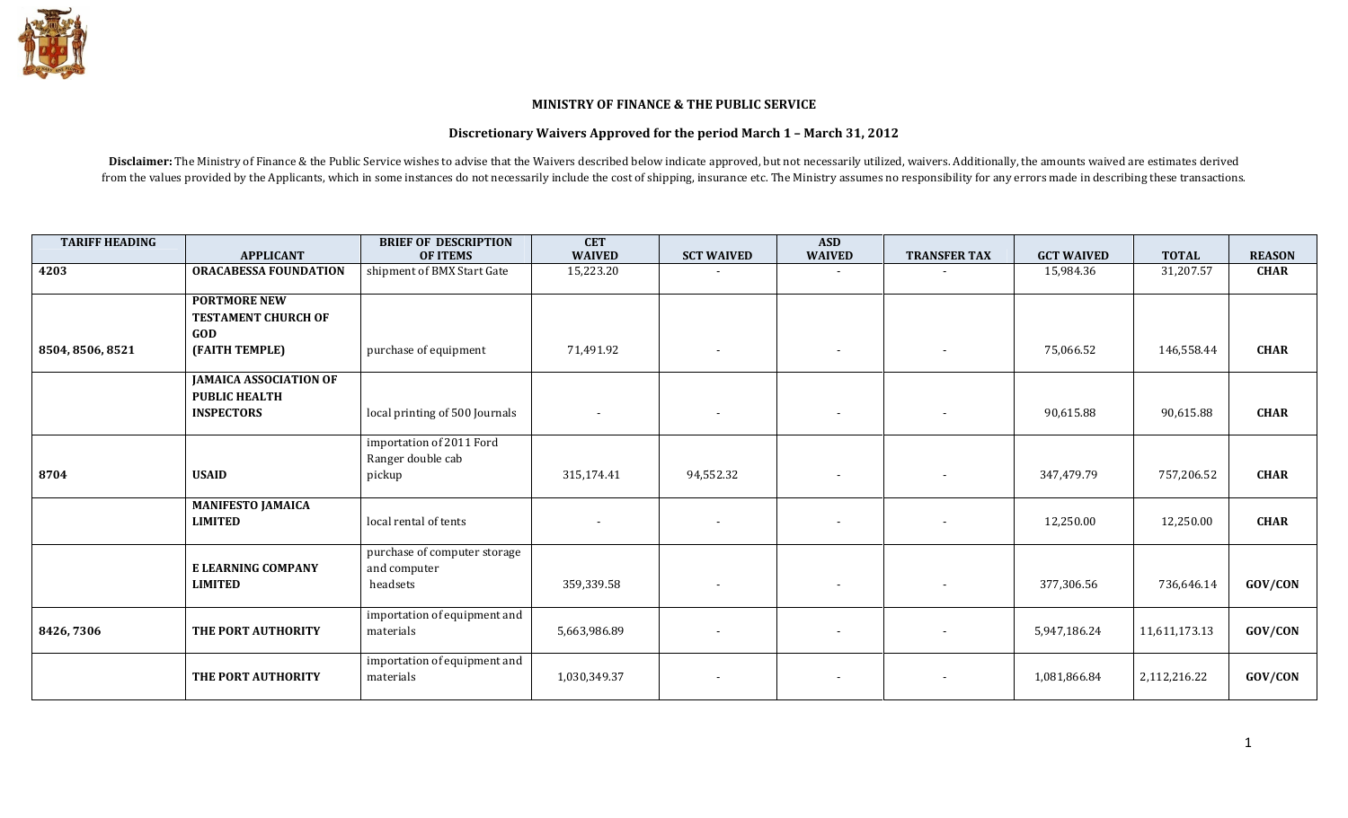**MINISTRY OF FINANCE & THE PUBLIC SERVICE**

**Discretionary Waivers Approved for the period March 1 – March 31, 2012**

**Disclaimer:** The Ministry of Finance & the Public Service wishes to advise that the Waivers described below indicate approved, but not necessarily utilized, waivers. Additionally, the amounts waived are estimates derived from the values provided by the Applicants, which in some instances do not necessarily include the cost of shipping, insurance etc. The Ministry assumes no responsibility for any errors made in describing these transactions.

| TARIFF HEADING | APPLICANT | BRIEF OF DESCRIPTION OF ITEMS | CET WAIVED | SCT WAIVED | ASD WAIVED | TRANSFER TAX | GCT WAIVED | TOTAL | REASON |
|---|---|---|---|---|---|---|---|---|---|
| 4203 | **ORACABESSA FOUNDATION** | shipment of BMX Start Gate | 15,223.20 | - | - | - | 15,984.36 | 31,207.57 | **CHAR** |
| 8504, 8506, 8521 | **PORTMORE NEW TESTAMENT CHURCH OF GOD (FAITH TEMPLE)** | purchase of equipment | 71,491.92 | - | - | - | 75,066.52 | 146,558.44 | **CHAR** |
| | **JAMAICA ASSOCIATION OF PUBLIC HEALTH INSPECTORS** | local printing of 500 Journals | - | - | - | - | 90,615.88 | 90,615.88 | **CHAR** |
| 8704 | **USAID** | importation of 2011 Ford Ranger double cab pickup | 315,174.41 | 94,552.32 | - | - | 347,479.79 | 757,206.52 | **CHAR** |
| | **MANIFESTO JAMAICA LIMITED** | local rental of tents | - | - | - | - | 12,250.00 | 12,250.00 | **CHAR** |
| | **E LEARNING COMPANY LIMITED** | purchase of computer storage and computer headsets | 359,339.58 | - | - | - | 377,306.56 | 736,646.14 | **GOV/CON** |
| 8426, 7306 | **THE PORT AUTHORITY** | importation of equipment and materials | 5,663,986.89 | - | - | - | 5,947,186.24 | 11,611,173.13 | **GOV/CON** |
| | **THE PORT AUTHORITY** | importation of equipment and materials | 1,030,349.37 | - | - | - | 1,081,866.84 | 2,112,216.22 | **GOV/CON** |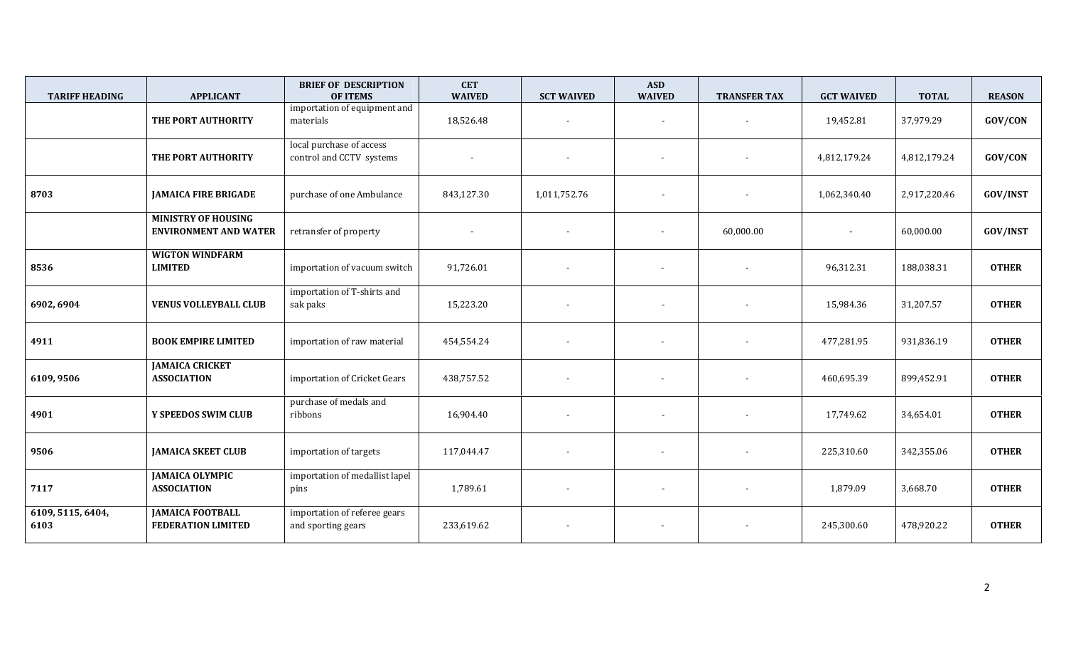| TARIFF HEADING | APPLICANT | BRIEF OF DESCRIPTION OF ITEMS | CET WAIVED | SCT WAIVED | ASD WAIVED | TRANSFER TAX | GCT WAIVED | TOTAL | REASON |
|---|---|---|---|---|---|---|---|---|---|
| | **THE PORT AUTHORITY** | importation of equipment and materials | 18,526.48 | - | - | - | 19,452.81 | 37,979.29 | **GOV/CON** |
| | **THE PORT AUTHORITY** | local purchase of access control and CCTV systems | - | - | - | - | 4,812,179.24 | 4,812,179.24 | **GOV/CON** |
| **8703** | **JAMAICA FIRE BRIGADE** | purchase of one Ambulance | 843,127.30 | 1,011,752.76 | - | - | 1,062,340.40 | 2,917,220.46 | **GOV/INST** |
| | **MINISTRY OF HOUSING ENVIRONMENT AND WATER** | retransfer of property | - | - | - | 60,000.00 | - | 60,000.00 | **GOV/INST** |
| **8536** | **WIGTON WINDFARM LIMITED** | importation of vacuum switch | 91,726.01 | - | - | - | 96,312.31 | 188,038.31 | **OTHER** |
| **6902, 6904** | **VENUS VOLLEYBALL CLUB** | importation of T-shirts and sak paks | 15,223.20 | - | - | - | 15,984.36 | 31,207.57 | **OTHER** |
| **4911** | **BOOK EMPIRE LIMITED** | importation of raw material | 454,554.24 | - | - | - | 477,281.95 | 931,836.19 | **OTHER** |
| **6109, 9506** | **JAMAICA CRICKET ASSOCIATION** | importation of Cricket Gears | 438,757.52 | - | - | - | 460,695.39 | 899,452.91 | **OTHER** |
| **4901** | **Y SPEEDOS SWIM CLUB** | purchase of medals and ribbons | 16,904.40 | - | - | - | 17,749.62 | 34,654.01 | **OTHER** |
| **9506** | **JAMAICA SKEET CLUB** | importation of targets | 117,044.47 | - | - | - | 225,310.60 | 342,355.06 | **OTHER** |
| **7117** | **JAMAICA OLYMPIC ASSOCIATION** | importation of medallist lapel pins | 1,789.61 | - | - | - | 1,879.09 | 3,668.70 | **OTHER** |
| **6109, 5115, 6404, 6103** | **JAMAICA FOOTBALL FEDERATION LIMITED** | importation of referee gears and sporting gears | 233,619.62 | - | - | - | 245,300.60 | 478,920.22 | **OTHER** |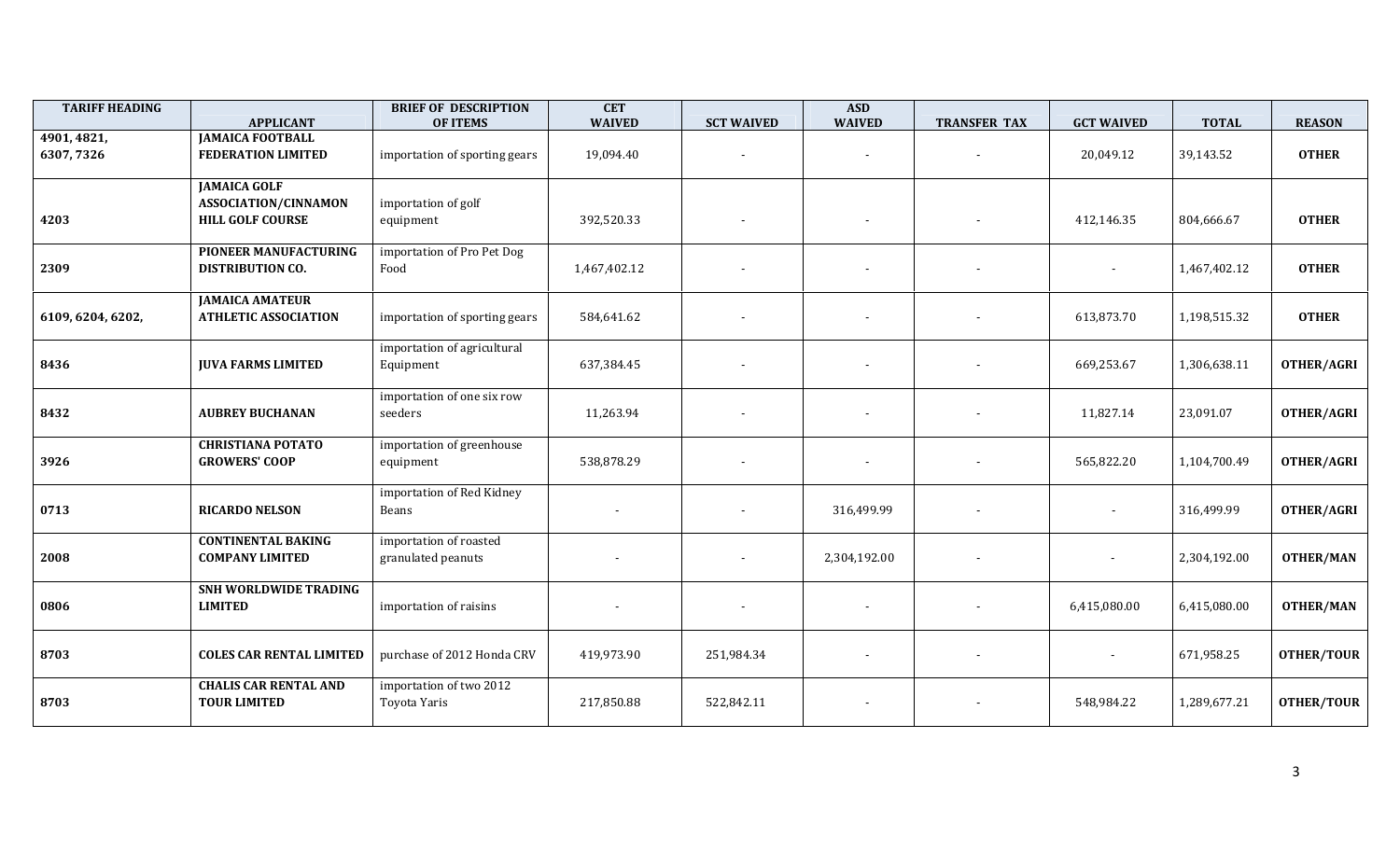| TARIFF HEADING | APPLICANT | BRIEF OF DESCRIPTION OF ITEMS | CET WAIVED | SCT WAIVED | ASD WAIVED | TRANSFER TAX | GCT WAIVED | TOTAL | REASON |
|---|---|---|---|---|---|---|---|---|---|
| 4901, 4821, 6307, 7326 | **JAMAICA FOOTBALL FEDERATION LIMITED** | importation of sporting gears | 19,094.40 | - | - | - | 20,049.12 | 39,143.52 | **OTHER** |
| 4203 | **JAMAICA GOLF ASSOCIATION/CINNAMON HILL GOLF COURSE** | importation of golf equipment | 392,520.33 | - | - | - | 412,146.35 | 804,666.67 | **OTHER** |
| 2309 | **PIONEER MANUFACTURING DISTRIBUTION CO.** | importation of Pro Pet Dog Food | 1,467,402.12 | - | - | - | - | 1,467,402.12 | **OTHER** |
| 6109, 6204, 6202, | **JAMAICA AMATEUR ATHLETIC ASSOCIATION** | importation of sporting gears | 584,641.62 | - | - | - | 613,873.70 | 1,198,515.32 | **OTHER** |
| 8436 | **JUVA FARMS LIMITED** | importation of agricultural Equipment | 637,384.45 | - | - | - | 669,253.67 | 1,306,638.11 | **OTHER/AGRI** |
| 8432 | **AUBREY BUCHANAN** | importation of one six row seeders | 11,263.94 | - | - | - | 11,827.14 | 23,091.07 | **OTHER/AGRI** |
| 3926 | **CHRISTIANA POTATO GROWERS' COOP** | importation of greenhouse equipment | 538,878.29 | - | - | - | 565,822.20 | 1,104,700.49 | **OTHER/AGRI** |
| 0713 | **RICARDO NELSON** | importation of Red Kidney Beans | - | - | 316,499.99 | - | - | 316,499.99 | **OTHER/AGRI** |
| 2008 | **CONTINENTAL BAKING COMPANY LIMITED** | importation of roasted granulated peanuts | - | - | 2,304,192.00 | - | - | 2,304,192.00 | **OTHER/MAN** |
| 0806 | **SNH WORLDWIDE TRADING LIMITED** | importation of raisins | - | - | - | - | 6,415,080.00 | 6,415,080.00 | **OTHER/MAN** |
| 8703 | **COLES CAR RENTAL LIMITED** | purchase of 2012 Honda CRV | 419,973.90 | 251,984.34 | - | - | - | 671,958.25 | **OTHER/TOUR** |
| 8703 | **CHALIS CAR RENTAL AND TOUR LIMITED** | importation of two 2012 Toyota Yaris | 217,850.88 | 522,842.11 | - | - | 548,984.22 | 1,289,677.21 | **OTHER/TOUR** |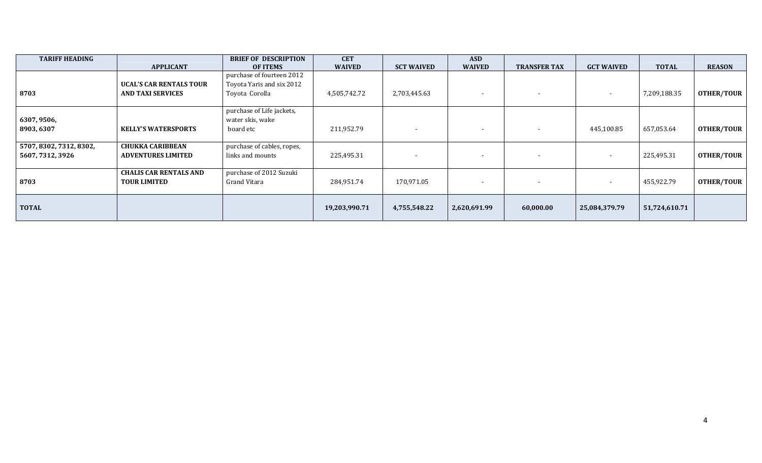| TARIFF HEADING | APPLICANT | BRIEF OF DESCRIPTION OF ITEMS | CET WAIVED | SCT WAIVED | ASD WAIVED | TRANSFER TAX | GCT WAIVED | TOTAL | REASON |
|---|---|---|---|---|---|---|---|---|---|
| 8703 | **UCAL'S CAR RENTALS TOUR AND TAXI SERVICES** | purchase of fourteen 2012 Toyota Yaris and six 2012 Toyota Corolla | 4,505,742.72 | 2,703,445.63 | - | - | - | 7,209,188.35 | **OTHER/TOUR** |
| 6307, 9506, 8903, 6307 | **KELLY'S WATERSPORTS** | purchase of Life jackets, water skis, wake board etc | 211,952.79 | - | - | - | 445,100.85 | 657,053.64 | **OTHER/TOUR** |
| 5707, 8302, 7312, 8302, 5607, 7312, 3926 | **CHUKKA CARIBBEAN ADVENTURES LIMITED** | purchase of cables, ropes, links and mounts | 225,495.31 | - | - | - | - | 225,495.31 | **OTHER/TOUR** |
| 8703 | **CHALIS CAR RENTALS AND TOUR LIMITED** | purchase of 2012 Suzuki Grand Vitara | 284,951.74 | 170,971.05 | - | - | - | 455,922.79 | **OTHER/TOUR** |
| **TOTAL** | | | **19,203,990.71** | **4,755,548.22** | **2,620,691.99** | **60,000.00** | **25,084,379.79** | **51,724,610.71** | |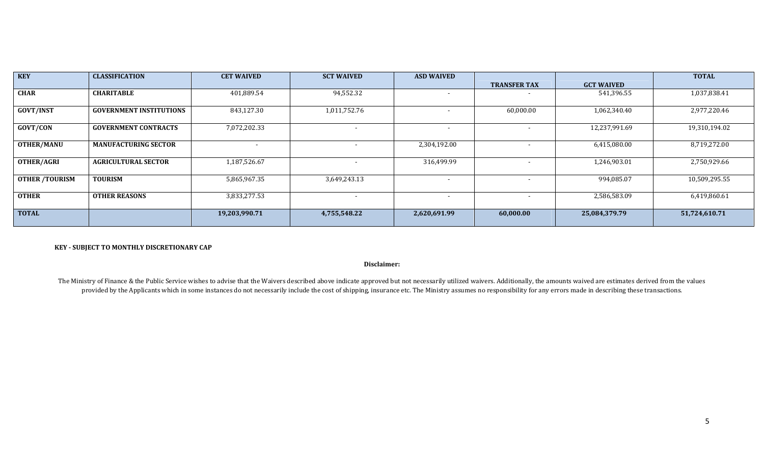| KEY | CLASSIFICATION | CET WAIVED | SCT WAIVED | ASD WAIVED | TRANSFER TAX | GCT WAIVED | TOTAL |
|---|---|---|---|---|---|---|---|
| **CHAR** | **CHARITABLE** | 401,889.54 | 94,552.32 | - | - | 541,396.55 | 1,037,838.41 |
| **GOVT/INST** | **GOVERNMENT INSTITUTIONS** | 843,127.30 | 1,011,752.76 | - | 60,000.00 | 1,062,340.40 | 2,977,220.46 |
| **GOVT/CON** | **GOVERNMENT CONTRACTS** | 7,072,202.33 | - | - | - | 12,237,991.69 | 19,310,194.02 |
| **OTHER/MANU** | **MANUFACTURING SECTOR** | - | - | 2,304,192.00 | - | 6,415,080.00 | 8,719,272.00 |
| **OTHER/AGRI** | **AGRICULTURAL SECTOR** | 1,187,526.67 | - | 316,499.99 | - | 1,246,903.01 | 2,750,929.66 |
| **OTHER /TOURISM** | **TOURISM** | 5,865,967.35 | 3,649,243.13 | - | - | 994,085.07 | 10,509,295.55 |
| **OTHER** | **OTHER REASONS** | 3,833,277.53 | - | - | - | 2,586,583.09 | 6,419,860.61 |
| **TOTAL** | | **19,203,990.71** | **4,755,548.22** | **2,620,691.99** | **60,000.00** | **25,084,379.79** | **51,724,610.71** |

**KEY - SUBJECT TO MONTHLY DISCRETIONARY CAP**

**Disclaimer:**

The Ministry of Finance & the Public Service wishes to advise that the Waivers described above indicate approved but not necessarily utilized waivers. Additionally, the amounts waived are estimates derived from the values provided by the Applicants which in some instances do not necessarily include the cost of shipping, insurance etc. The Ministry assumes no responsibility for any errors made in describing these transactions.